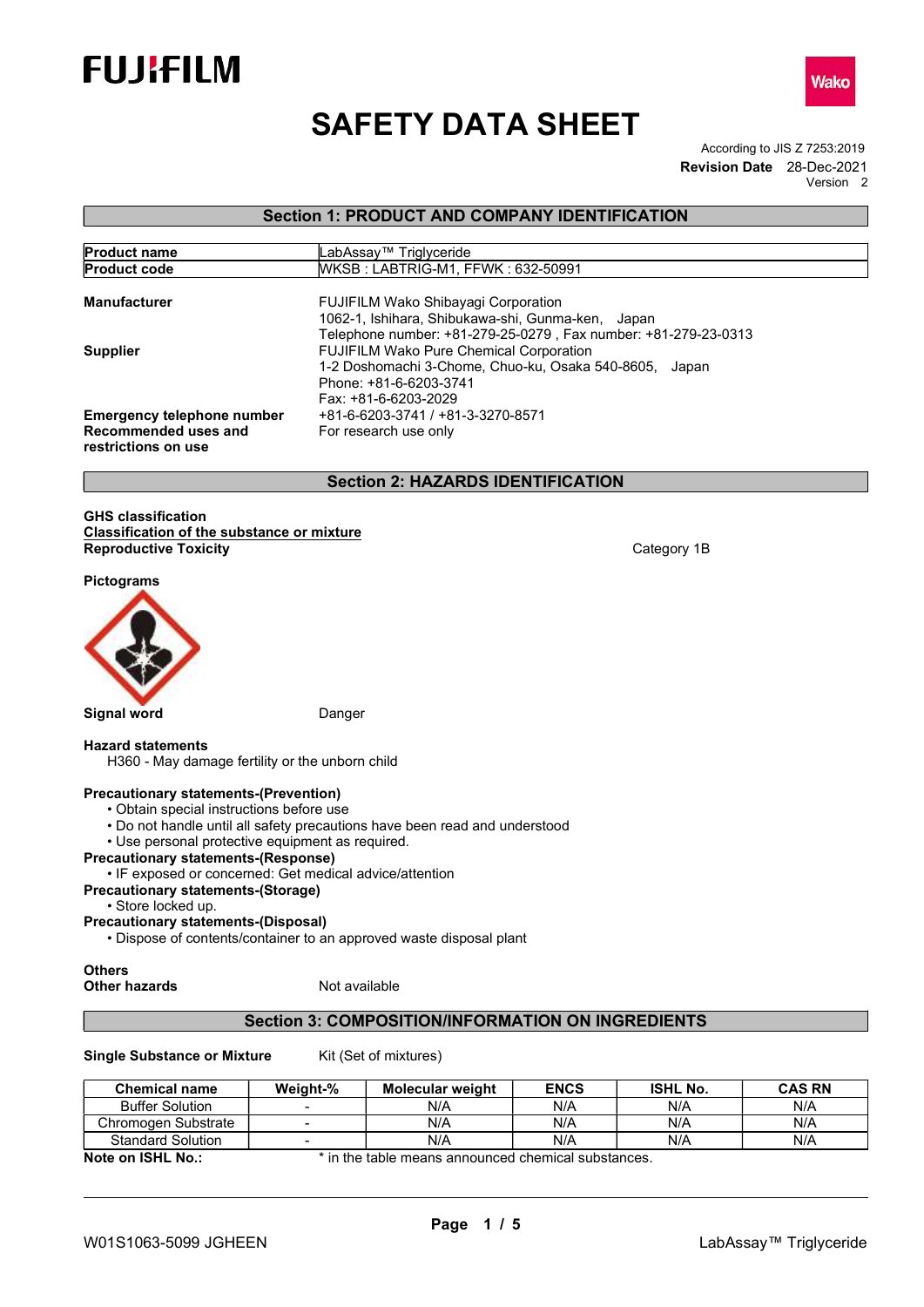# SAFETY DATA SHEET

According to JIS Z 7253:2019
**Revision Date** 28-Dec-2021
Version 2

## Section 1: PRODUCT AND COMPANY IDENTIFICATION

| | |
|---|---|
| **Product name** | LabAssay™ Triglyceride |
| **Product code** | WKSB : LABTRIG-M1, FFWK : 632-50991 |

**Manufacturer**
FUJIFILM Wako Shibayagi Corporation
1062-1, Ishihara, Shibukawa-shi, Gunma-ken, Japan
Telephone number: +81-279-25-0279 , Fax number: +81-279-23-0313

**Supplier**
FUJIFILM Wako Pure Chemical Corporation
1-2 Doshomachi 3-Chome, Chuo-ku, Osaka 540-8605, Japan
Phone: +81-6-6203-3741
Fax: +81-6-6203-2029

**Emergency telephone number** +81-6-6203-3741 / +81-3-3270-8571

**Recommended uses and restrictions on use** For research use only

## Section 2: HAZARDS IDENTIFICATION

**GHS classification**

**Classification of the substance or mixture**

**Reproductive Toxicity** Category 1B

**Pictograms**

**Signal word** Danger

**Hazard statements**

H360 - May damage fertility or the unborn child

**Precautionary statements-(Prevention)**

- Obtain special instructions before use
- Do not handle until all safety precautions have been read and understood
- Use personal protective equipment as required.

**Precautionary statements-(Response)**

- IF exposed or concerned: Get medical advice/attention

**Precautionary statements-(Storage)**

- Store locked up.

**Precautionary statements-(Disposal)**

- Dispose of contents/container to an approved waste disposal plant

**Others**

**Other hazards** Not available

## Section 3: COMPOSITION/INFORMATION ON INGREDIENTS

**Single Substance or Mixture** Kit (Set of mixtures)

| Chemical name | Weight-% | Molecular weight | ENCS | ISHL No. | CAS RN |
|---|---|---|---|---|---|
| Buffer Solution | - | N/A | N/A | N/A | N/A |
| Chromogen Substrate | - | N/A | N/A | N/A | N/A |
| Standard Solution | - | N/A | N/A | N/A | N/A |

**Note on ISHL No.:** * in the table means announced chemical substances.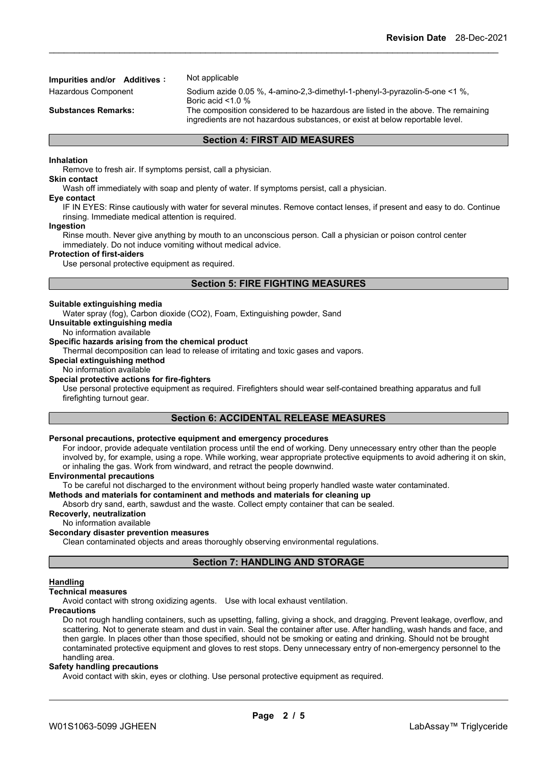**Impurities and/or Additives :** Not applicable

Hazardous Component: Sodium azide 0.05 %, 4-amino-2,3-dimethyl-1-phenyl-3-pyrazolin-5-one <1 %, Boric acid <1.0 %

**Substances Remarks:** The composition considered to be hazardous are listed in the above. The remaining ingredients are not hazardous substances, or exist at below reportable level.

## Section 4: FIRST AID MEASURES

**Inhalation**

Remove to fresh air. If symptoms persist, call a physician.

**Skin contact**

Wash off immediately with soap and plenty of water. If symptoms persist, call a physician.

**Eye contact**

IF IN EYES: Rinse cautiously with water for several minutes. Remove contact lenses, if present and easy to do. Continue rinsing. Immediate medical attention is required.

**Ingestion**

Rinse mouth. Never give anything by mouth to an unconscious person. Call a physician or poison control center immediately. Do not induce vomiting without medical advice.

**Protection of first-aiders**

Use personal protective equipment as required.

## Section 5: FIRE FIGHTING MEASURES

**Suitable extinguishing media**

Water spray (fog), Carbon dioxide ($CO_2$), Foam, Extinguishing powder, Sand

**Unsuitable extinguishing media**

No information available

**Specific hazards arising from the chemical product**

Thermal decomposition can lead to release of irritating and toxic gases and vapors.

**Special extinguishing method**

No information available

**Special protective actions for fire-fighters**

Use personal protective equipment as required. Firefighters should wear self-contained breathing apparatus and full firefighting turnout gear.

## Section 6: ACCIDENTAL RELEASE MEASURES

**Personal precautions, protective equipment and emergency procedures**

For indoor, provide adequate ventilation process until the end of working. Deny unnecessary entry other than the people involved by, for example, using a rope. While working, wear appropriate protective equipments to avoid adhering it on skin, or inhaling the gas. Work from windward, and retract the people downwind.

**Environmental precautions**

To be careful not discharged to the environment without being properly handled waste water contaminated.

**Methods and materials for contaminent and methods and materials for cleaning up**

Absorb dry sand, earth, sawdust and the waste. Collect empty container that can be sealed.

**Recoverly, neutralization**

No information available

**Secondary disaster prevention measures**

Clean contaminated objects and areas thoroughly observing environmental regulations.

## Section 7: HANDLING AND STORAGE

**Handling**

**Technical measures**

Avoid contact with strong oxidizing agents. Use with local exhaust ventilation.

**Precautions**

Do not rough handling containers, such as upsetting, falling, giving a shock, and dragging. Prevent leakage, overflow, and scattering. Not to generate steam and dust in vain. Seal the container after use. After handling, wash hands and face, and then gargle. In places other than those specified, should not be smoking or eating and drinking. Should not be brought contaminated protective equipment and gloves to rest stops. Deny unnecessary entry of non-emergency personnel to the handling area.

**Safety handling precautions**

Avoid contact with skin, eyes or clothing. Use personal protective equipment as required.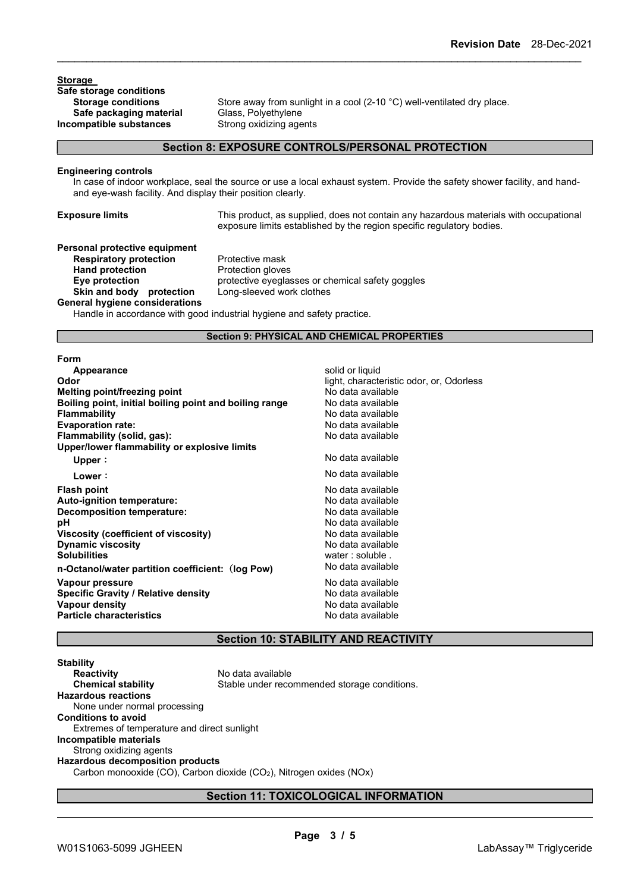**Storage**

**Safe storage conditions**

| | |
|---|---|
| **Storage conditions** | Store away from sunlight in a cool (2-10 °C) well-ventilated dry place. |
| **Safe packaging material** | Glass, Polyethylene |
| **Incompatible substances** | Strong oxidizing agents |

## Section 8: EXPOSURE CONTROLS/PERSONAL PROTECTION

**Engineering controls**

In case of indoor workplace, seal the source or use a local exhaust system. Provide the safety shower facility, and hand- and eye-wash facility. And display their position clearly.

**Exposure limits** This product, as supplied, does not contain any hazardous materials with occupational exposure limits established by the region specific regulatory bodies.

**Personal protective equipment**

| | |
|---|---|
| **Respiratory protection** | Protective mask |
| **Hand protection** | Protection gloves |
| **Eye protection** | protective eyeglasses or chemical safety goggles |
| **Skin and body protection** | Long-sleeved work clothes |

**General hygiene considerations**

Handle in accordance with good industrial hygiene and safety practice.

## Section 9: PHYSICAL AND CHEMICAL PROPERTIES

**Form**

| | |
|---|---|
| **Appearance** | solid or liquid |
| **Odor** | light, characteristic odor, or, Odorless |
| **Melting point/freezing point** | No data available |
| **Boiling point, initial boiling point and boiling range** | No data available |
| **Flammability** | No data available |
| **Evaporation rate:** | No data available |
| **Flammability (solid, gas):** | No data available |
| **Upper/lower flammability or explosive limits** | |
| **Upper：** | No data available |
| **Lower：** | No data available |
| **Flash point** | No data available |
| **Auto-ignition temperature:** | No data available |
| **Decomposition temperature:** | No data available |
| **pH** | No data available |
| **Viscosity (coefficient of viscosity)** | No data available |
| **Dynamic viscosity** | No data available |
| **Solubilities** | water : soluble . |
| **n-Octanol/water partition coefficient:（log Pow)** | No data available |
| **Vapour pressure** | No data available |
| **Specific Gravity / Relative density** | No data available |
| **Vapour density** | No data available |
| **Particle characteristics** | No data available |

## Section 10: STABILITY AND REACTIVITY

**Stability**

| | |
|---|---|
| **Reactivity** | No data available |
| **Chemical stability** | Stable under recommended storage conditions. |

**Hazardous reactions**

None under normal processing

**Conditions to avoid**

Extremes of temperature and direct sunlight

**Incompatible materials**

Strong oxidizing agents

**Hazardous decomposition products**

Carbon monooxide (CO), Carbon dioxide ($CO_2$), Nitrogen oxides (NOx)

## Section 11: TOXICOLOGICAL INFORMATION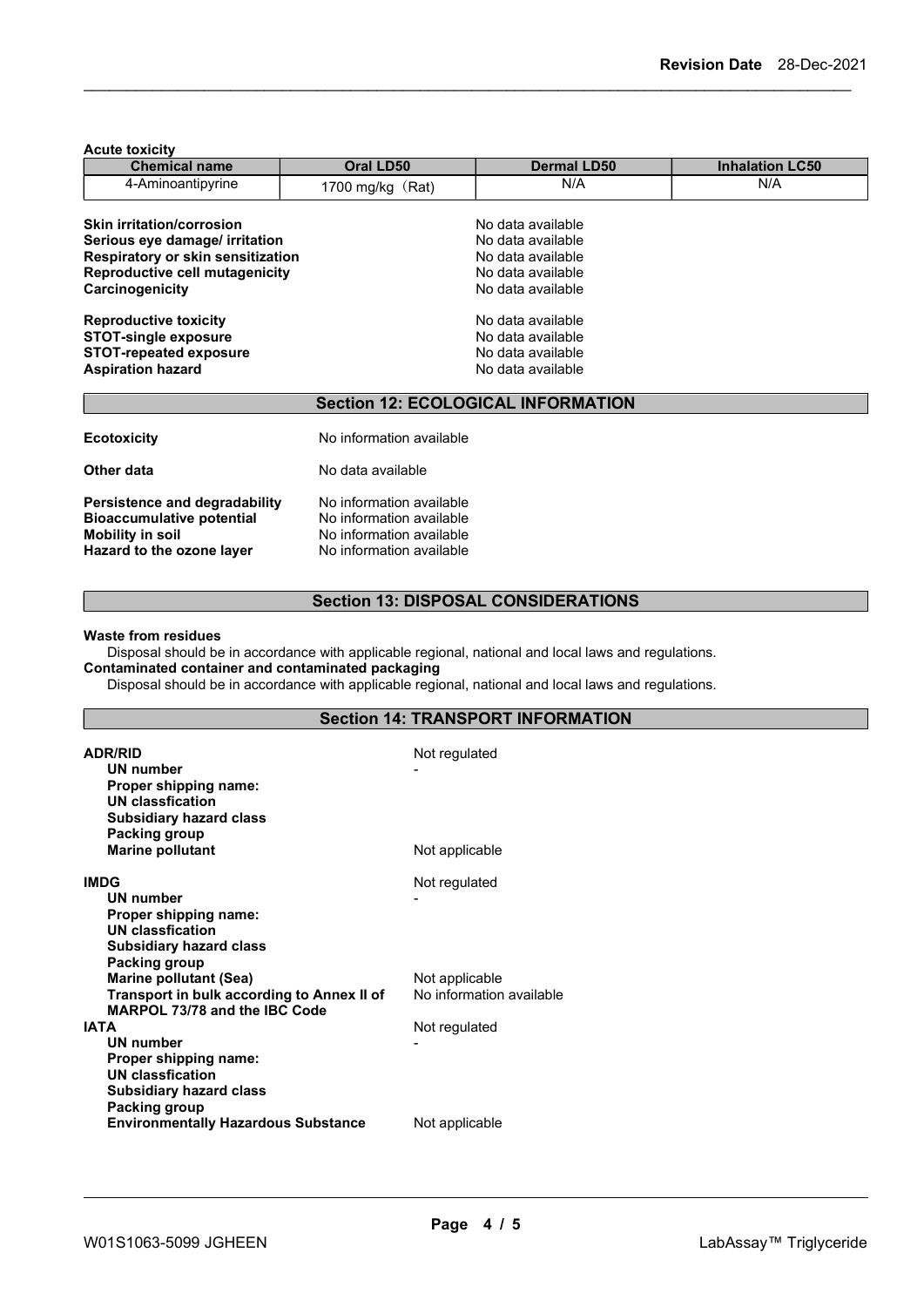**Acute toxicity**

| Chemical name | Oral LD50 | Dermal LD50 | Inhalation LC50 |
|---|---|---|---|
| 4-Aminoantipyrine | 1700 mg/kg （Rat) | N/A | N/A |

**Skin irritation/corrosion** No data available
**Serious eye damage/ irritation** No data available
**Respiratory or skin sensitization** No data available
**Reproductive cell mutagenicity** No data available
**Carcinogenicity** No data available

**Reproductive toxicity** No data available
**STOT-single exposure** No data available
**STOT-repeated exposure** No data available
**Aspiration hazard** No data available

## Section 12: ECOLOGICAL INFORMATION

**Ecotoxicity** No information available

**Other data** No data available

**Persistence and degradability** No information available
**Bioaccumulative potential** No information available
**Mobility in soil** No information available
**Hazard to the ozone layer** No information available

## Section 13: DISPOSAL CONSIDERATIONS

**Waste from residues**

Disposal should be in accordance with applicable regional, national and local laws and regulations.

**Contaminated container and contaminated packaging**

Disposal should be in accordance with applicable regional, national and local laws and regulations.

## Section 14: TRANSPORT INFORMATION

**ADR/RID** Not regulated
- **UN number** -
- **Proper shipping name:**
- **UN classfication**
- **Subsidiary hazard class**
- **Packing group**
- **Marine pollutant** Not applicable

**IMDG** Not regulated
- **UN number** -
- **Proper shipping name:**
- **UN classfication**
- **Subsidiary hazard class**
- **Packing group**
- **Marine pollutant (Sea)** Not applicable
- **Transport in bulk according to Annex II of MARPOL 73/78 and the IBC Code** No information available

**IATA** Not regulated
- **UN number** -
- **Proper shipping name:**
- **UN classfication**
- **Subsidiary hazard class**
- **Packing group**
- **Environmentally Hazardous Substance** Not applicable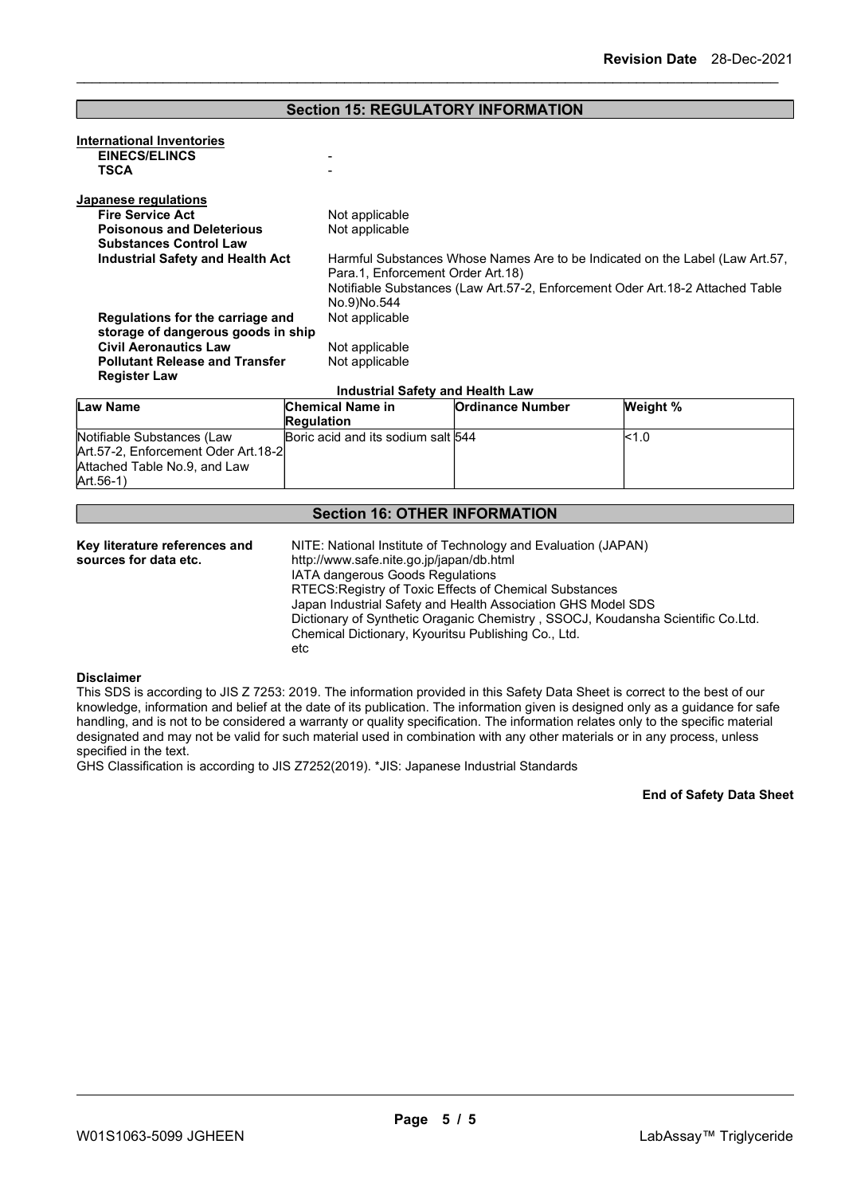## Section 15: REGULATORY INFORMATION

**International Inventories**

**EINECS/ELINCS** -

**TSCA** -

**Japanese regulations**

**Fire Service Act** Not applicable

**Poisonous and Deleterious Substances Control Law** Not applicable

**Industrial Safety and Health Act** Harmful Substances Whose Names Are to be Indicated on the Label (Law Art.57, Para.1, Enforcement Order Art.18)
Notifiable Substances (Law Art.57-2, Enforcement Oder Art.18-2 Attached Table No.9)No.544

**Regulations for the carriage and storage of dangerous goods in ship** Not applicable

**Civil Aeronautics Law** Not applicable

**Pollutant Release and Transfer Register Law** Not applicable

**Industrial Safety and Health Law**

| Law Name | Chemical Name in Regulation | Ordinance Number | Weight % |
|---|---|---|---|
| Notifiable Substances (Law Art.57-2, Enforcement Oder Art.18-2 Attached Table No.9, and Law Art.56-1) | Boric acid and its sodium salt | 544 | <1.0 |

## Section 16: OTHER INFORMATION

**Key literature references and sources for data etc.**

NITE: National Institute of Technology and Evaluation (JAPAN)
http://www.safe.nite.go.jp/japan/db.html
IATA dangerous Goods Regulations
RTECS:Registry of Toxic Effects of Chemical Substances
Japan Industrial Safety and Health Association GHS Model SDS
Dictionary of Synthetic Oraganic Chemistry , SSOCJ, Koudansha Scientific Co.Ltd.
Chemical Dictionary, Kyouritsu Publishing Co., Ltd.
etc

**Disclaimer**

This SDS is according to JIS Z 7253: 2019. The information provided in this Safety Data Sheet is correct to the best of our knowledge, information and belief at the date of its publication. The information given is designed only as a guidance for safe handling, and is not to be considered a warranty or quality specification. The information relates only to the specific material designated and may not be valid for such material used in combination with any other materials or in any process, unless specified in the text.
GHS Classification is according to JIS Z7252(2019). *JIS: Japanese Industrial Standards

**End of Safety Data Sheet**